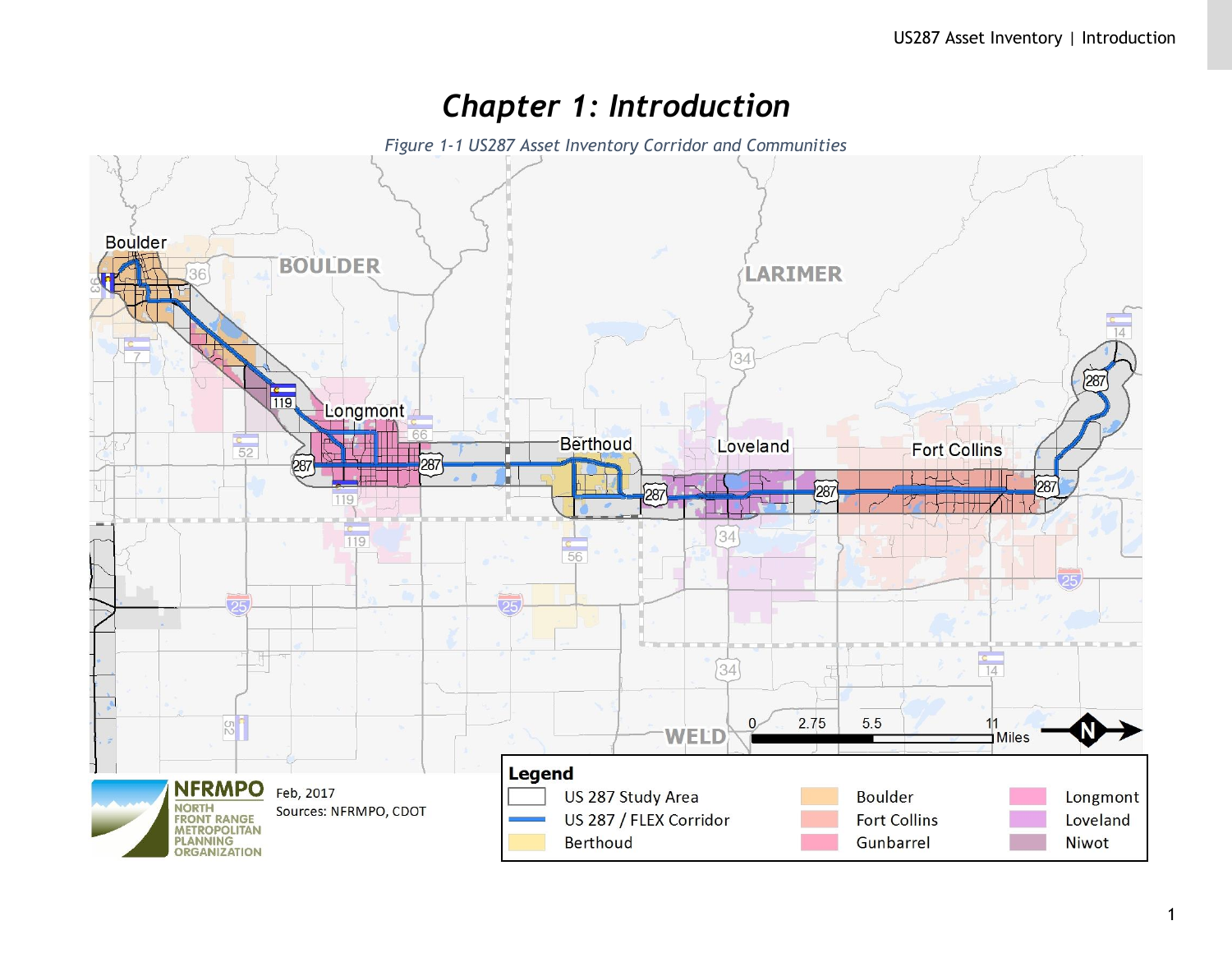# Chapter 1: Introduction

*Figure 1-1 US287 Asset Inventory Corridor and Communities*

Feb, 2017
Sources: NFRMPO, CDOT

**Legend**

- US 287 Study Area
- US 287 / FLEX Corridor
- Berthoud
- Boulder
- Fort Collins
- Gunbarrel
- Longmont
- Loveland
- Niwot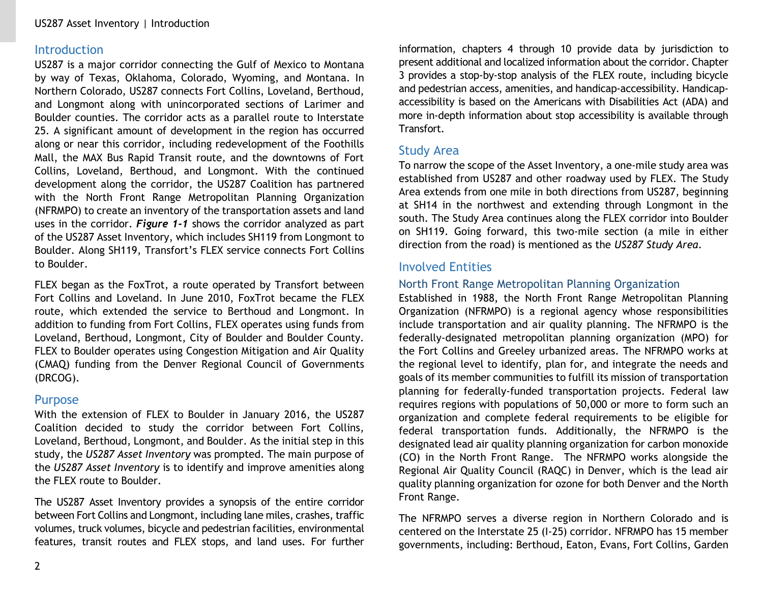## Introduction

US287 is a major corridor connecting the Gulf of Mexico to Montana by way of Texas, Oklahoma, Colorado, Wyoming, and Montana. In Northern Colorado, US287 connects Fort Collins, Loveland, Berthoud, and Longmont along with unincorporated sections of Larimer and Boulder counties. The corridor acts as a parallel route to Interstate 25. A significant amount of development in the region has occurred along or near this corridor, including redevelopment of the Foothills Mall, the MAX Bus Rapid Transit route, and the downtowns of Fort Collins, Loveland, Berthoud, and Longmont. With the continued development along the corridor, the US287 Coalition has partnered with the North Front Range Metropolitan Planning Organization (NFRMPO) to create an inventory of the transportation assets and land uses in the corridor. ***Figure 1-1*** shows the corridor analyzed as part of the US287 Asset Inventory, which includes SH119 from Longmont to Boulder. Along SH119, Transfort's FLEX service connects Fort Collins to Boulder.

FLEX began as the FoxTrot, a route operated by Transfort between Fort Collins and Loveland. In June 2010, FoxTrot became the FLEX route, which extended the service to Berthoud and Longmont. In addition to funding from Fort Collins, FLEX operates using funds from Loveland, Berthoud, Longmont, City of Boulder and Boulder County. FLEX to Boulder operates using Congestion Mitigation and Air Quality (CMAQ) funding from the Denver Regional Council of Governments (DRCOG).

## Purpose

With the extension of FLEX to Boulder in January 2016, the US287 Coalition decided to study the corridor between Fort Collins, Loveland, Berthoud, Longmont, and Boulder. As the initial step in this study, the *US287 Asset Inventory* was prompted. The main purpose of the *US287 Asset Inventory* is to identify and improve amenities along the FLEX route to Boulder.

The US287 Asset Inventory provides a synopsis of the entire corridor between Fort Collins and Longmont, including lane miles, crashes, traffic volumes, truck volumes, bicycle and pedestrian facilities, environmental features, transit routes and FLEX stops, and land uses. For further information, chapters 4 through 10 provide data by jurisdiction to present additional and localized information about the corridor. Chapter 3 provides a stop-by-stop analysis of the FLEX route, including bicycle and pedestrian access, amenities, and handicap-accessibility. Handicap-accessibility is based on the Americans with Disabilities Act (ADA) and more in-depth information about stop accessibility is available through Transfort.

## Study Area

To narrow the scope of the Asset Inventory, a one-mile study area was established from US287 and other roadway used by FLEX. The Study Area extends from one mile in both directions from US287, beginning at SH14 in the northwest and extending through Longmont in the south. The Study Area continues along the FLEX corridor into Boulder on SH119. Going forward, this two-mile section (a mile in either direction from the road) is mentioned as the *US287 Study Area*.

## Involved Entities

### North Front Range Metropolitan Planning Organization

Established in 1988, the North Front Range Metropolitan Planning Organization (NFRMPO) is a regional agency whose responsibilities include transportation and air quality planning. The NFRMPO is the federally-designated metropolitan planning organization (MPO) for the Fort Collins and Greeley urbanized areas. The NFRMPO works at the regional level to identify, plan for, and integrate the needs and goals of its member communities to fulfill its mission of transportation planning for federally-funded transportation projects. Federal law requires regions with populations of 50,000 or more to form such an organization and complete federal requirements to be eligible for federal transportation funds. Additionally, the NFRMPO is the designated lead air quality planning organization for carbon monoxide (CO) in the North Front Range. The NFRMPO works alongside the Regional Air Quality Council (RAQC) in Denver, which is the lead air quality planning organization for ozone for both Denver and the North Front Range.

The NFRMPO serves a diverse region in Northern Colorado and is centered on the Interstate 25 (I-25) corridor. NFRMPO has 15 member governments, including: Berthoud, Eaton, Evans, Fort Collins, Garden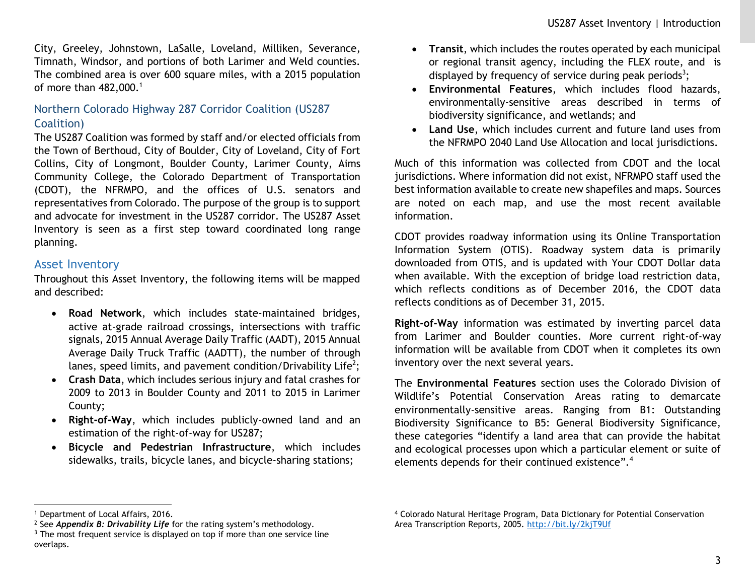City, Greeley, Johnstown, LaSalle, Loveland, Milliken, Severance, Timnath, Windsor, and portions of both Larimer and Weld counties. The combined area is over 600 square miles, with a 2015 population of more than 482,000.[1]

## Northern Colorado Highway 287 Corridor Coalition (US287 Coalition)

The US287 Coalition was formed by staff and/or elected officials from the Town of Berthoud, City of Boulder, City of Loveland, City of Fort Collins, City of Longmont, Boulder County, Larimer County, Aims Community College, the Colorado Department of Transportation (CDOT), the NFRMPO, and the offices of U.S. senators and representatives from Colorado. The purpose of the group is to support and advocate for investment in the US287 corridor. The US287 Asset Inventory is seen as a first step toward coordinated long range planning.

## Asset Inventory

Throughout this Asset Inventory, the following items will be mapped and described:

- **Road Network**, which includes state-maintained bridges, active at-grade railroad crossings, intersections with traffic signals, 2015 Annual Average Daily Traffic (AADT), 2015 Annual Average Daily Truck Traffic (AADTT), the number of through lanes, speed limits, and pavement condition/Drivability Life[2];
- **Crash Data**, which includes serious injury and fatal crashes for 2009 to 2013 in Boulder County and 2011 to 2015 in Larimer County;
- **Right-of-Way**, which includes publicly-owned land and an estimation of the right-of-way for US287;
- **Bicycle and Pedestrian Infrastructure**, which includes sidewalks, trails, bicycle lanes, and bicycle-sharing stations;
- **Transit**, which includes the routes operated by each municipal or regional transit agency, including the FLEX route, and is displayed by frequency of service during peak periods[3];
- **Environmental Features**, which includes flood hazards, environmentally-sensitive areas described in terms of biodiversity significance, and wetlands; and
- **Land Use**, which includes current and future land uses from the NFRMPO 2040 Land Use Allocation and local jurisdictions.

Much of this information was collected from CDOT and the local jurisdictions. Where information did not exist, NFRMPO staff used the best information available to create new shapefiles and maps. Sources are noted on each map, and use the most recent available information.

CDOT provides roadway information using its Online Transportation Information System (OTIS). Roadway system data is primarily downloaded from OTIS, and is updated with Your CDOT Dollar data when available. With the exception of bridge load restriction data, which reflects conditions as of December 2016, the CDOT data reflects conditions as of December 31, 2015.

**Right-of-Way** information was estimated by inverting parcel data from Larimer and Boulder counties. More current right-of-way information will be available from CDOT when it completes its own inventory over the next several years.

The **Environmental Features** section uses the Colorado Division of Wildlife's Potential Conservation Areas rating to demarcate environmentally-sensitive areas. Ranging from B1: Outstanding Biodiversity Significance to B5: General Biodiversity Significance, these categories "identify a land area that can provide the habitat and ecological processes upon which a particular element or suite of elements depends for their continued existence".[4]

---

[1] Department of Local Affairs, 2016.

[2] See ***Appendix B: Drivability Life*** for the rating system's methodology.

[3] The most frequent service is displayed on top if more than one service line overlaps.

[4] Colorado Natural Heritage Program, Data Dictionary for Potential Conservation Area Transcription Reports, 2005. http://bit.ly/2kjT9Uf